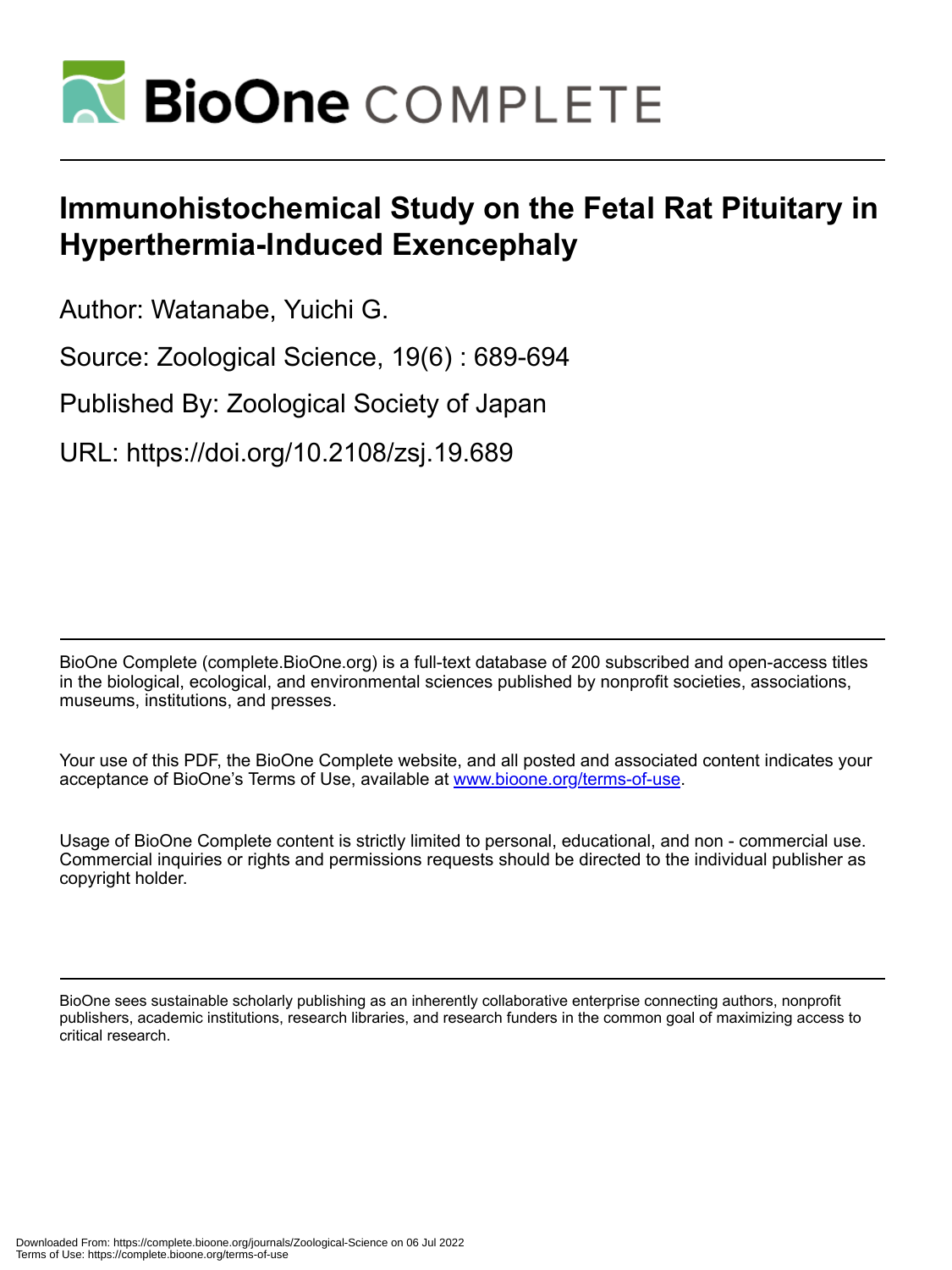# Immunohistochemical Study on the Fetal Rat Pituitary in Hyperthermia-Induced Exencephaly

Author: Watanabe, Yuichi G.

Source: Zoological Science, 19(6) : 689-694

Published By: Zoological Society of Japan

URL: https://doi.org/10.2108/zsj.19.689

BioOne Complete (complete.BioOne.org) is a full-text database of 200 subscribed and open-access titles in the biological, ecological, and environmental sciences published by nonprofit societies, associations, museums, institutions, and presses.

Your use of this PDF, the BioOne Complete website, and all posted and associated content indicates your acceptance of BioOne's Terms of Use, available at www.bioone.org/terms-of-use.

Usage of BioOne Complete content is strictly limited to personal, educational, and non - commercial use. Commercial inquiries or rights and permissions requests should be directed to the individual publisher as copyright holder.

BioOne sees sustainable scholarly publishing as an inherently collaborative enterprise connecting authors, nonprofit publishers, academic institutions, research libraries, and research funders in the common goal of maximizing access to critical research.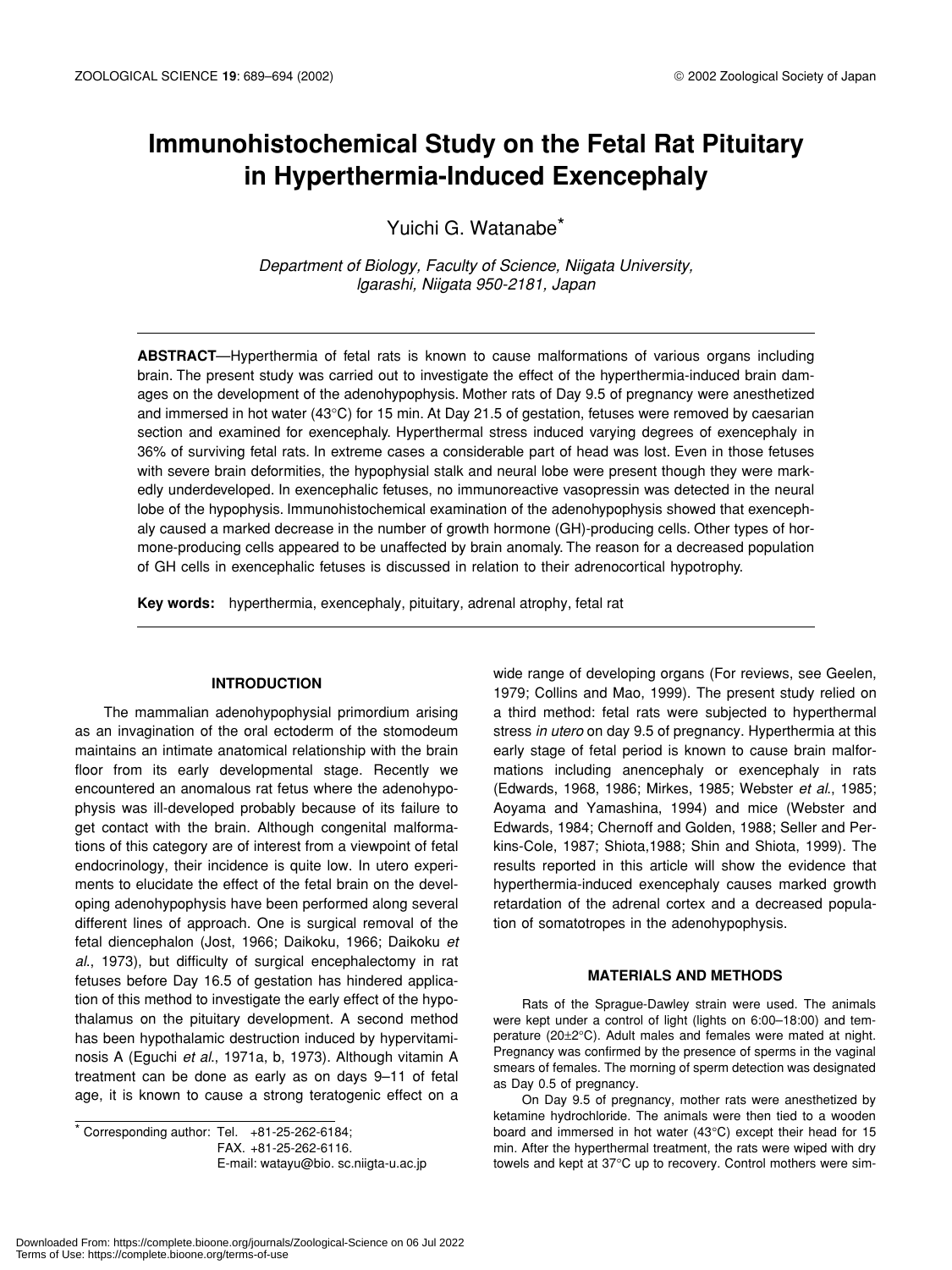# Immunohistochemical Study on the Fetal Rat Pituitary in Hyperthermia-Induced Exencephaly

Yuichi G. Watanabe*

*Department of Biology, Faculty of Science, Niigata University, Igarashi, Niigata 950-2181, Japan*

**ABSTRACT**—Hyperthermia of fetal rats is known to cause malformations of various organs including brain. The present study was carried out to investigate the effect of the hyperthermia-induced brain damages on the development of the adenohypophysis. Mother rats of Day 9.5 of pregnancy were anesthetized and immersed in hot water (43°C) for 15 min. At Day 21.5 of gestation, fetuses were removed by caesarian section and examined for exencephaly. Hyperthermal stress induced varying degrees of exencephaly in 36% of surviving fetal rats. In extreme cases a considerable part of head was lost. Even in those fetuses with severe brain deformities, the hypophysial stalk and neural lobe were present though they were markedly underdeveloped. In exencephalic fetuses, no immunoreactive vasopressin was detected in the neural lobe of the hypophysis. Immunohistochemical examination of the adenohypophysis showed that exencephaly caused a marked decrease in the number of growth hormone (GH)-producing cells. Other types of hormone-producing cells appeared to be unaffected by brain anomaly. The reason for a decreased population of GH cells in exencephalic fetuses is discussed in relation to their adrenocortical hypotrophy.

**Key words:** hyperthermia, exencephaly, pituitary, adrenal atrophy, fetal rat

## INTRODUCTION

The mammalian adenohypophysial primordium arising as an invagination of the oral ectoderm of the stomodeum maintains an intimate anatomical relationship with the brain floor from its early developmental stage. Recently we encountered an anomalous rat fetus where the adenohypophysis was ill-developed probably because of its failure to get contact with the brain. Although congenital malformations of this category are of interest from a viewpoint of fetal endocrinology, their incidence is quite low. In utero experiments to elucidate the effect of the fetal brain on the developing adenohypophysis have been performed along several different lines of approach. One is surgical removal of the fetal diencephalon (Jost, 1966; Daikoku, 1966; Daikoku *et al*., 1973), but difficulty of surgical encephalectomy in rat fetuses before Day 16.5 of gestation has hindered application of this method to investigate the early effect of the hypothalamus on the pituitary development. A second method has been hypothalamic destruction induced by hypervitaminosis A (Eguchi *et al*., 1971a, b, 1973). Although vitamin A treatment can be done as early as on days 9–11 of fetal age, it is known to cause a strong teratogenic effect on a wide range of developing organs (For reviews, see Geelen, 1979; Collins and Mao, 1999). The present study relied on a third method: fetal rats were subjected to hyperthermal stress *in utero* on day 9.5 of pregnancy. Hyperthermia at this early stage of fetal period is known to cause brain malformations including anencephaly or exencephaly in rats (Edwards, 1968, 1986; Mirkes, 1985; Webster *et al*., 1985; Aoyama and Yamashina, 1994) and mice (Webster and Edwards, 1984; Chernoff and Golden, 1988; Seller and Perkins-Cole, 1987; Shiota,1988; Shin and Shiota, 1999). The results reported in this article will show the evidence that hyperthermia-induced exencephaly causes marked growth retardation of the adrenal cortex and a decreased population of somatotropes in the adenohypophysis.

## MATERIALS AND METHODS

Rats of the Sprague-Dawley strain were used. The animals were kept under a control of light (lights on 6:00–18:00) and temperature (20±2°C). Adult males and females were mated at night. Pregnancy was confirmed by the presence of sperms in the vaginal smears of females. The morning of sperm detection was designated as Day 0.5 of pregnancy.

On Day 9.5 of pregnancy, mother rats were anesthetized by ketamine hydrochloride. The animals were then tied to a wooden board and immersed in hot water (43°C) except their head for 15 min. After the hyperthermal treatment, the rats were wiped with dry towels and kept at 37°C up to recovery. Control mothers were sim-

* Corresponding author: Tel. +81-25-262-6184;
FAX. +81-25-262-6116.
E-mail: watayu@bio. sc.niigta-u.ac.jp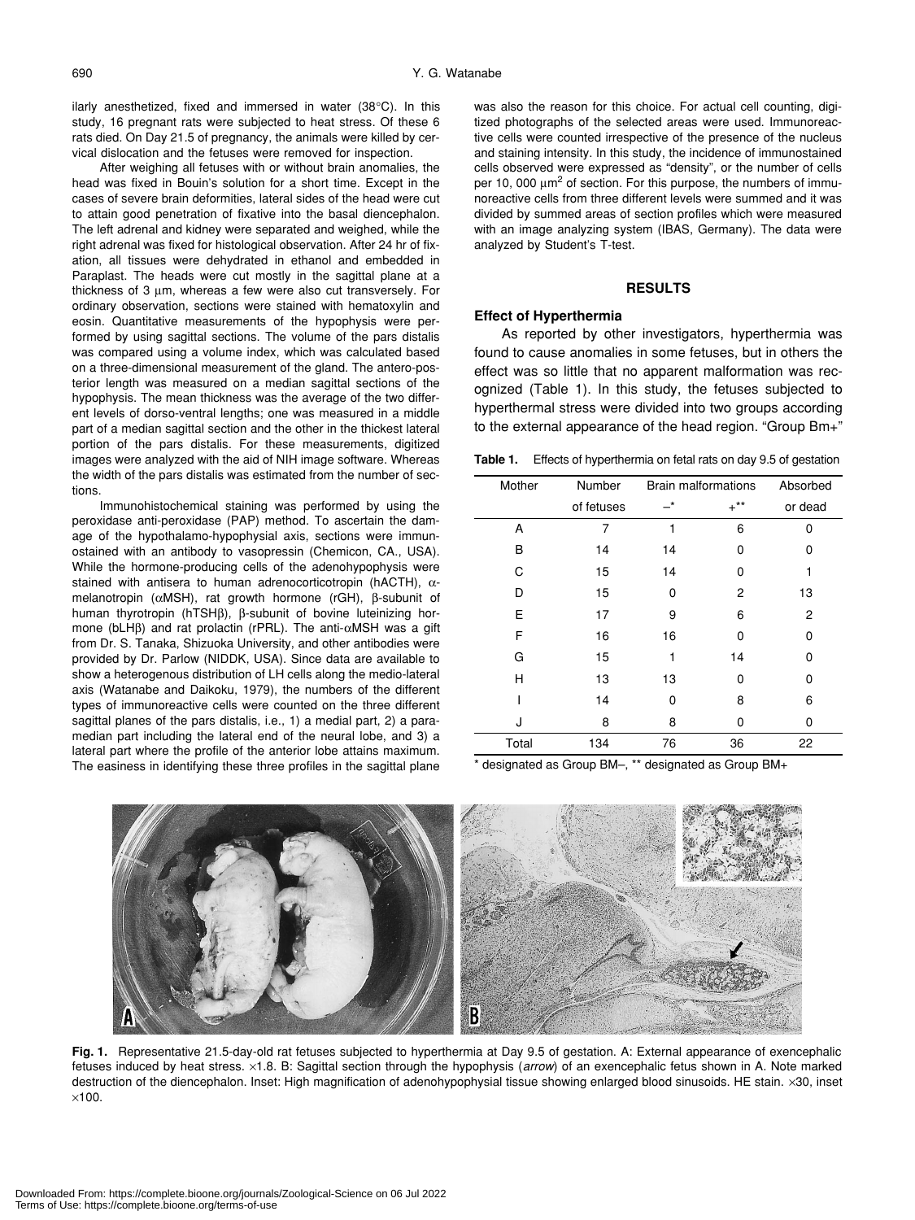ilarly anesthetized, fixed and immersed in water (38°C). In this study, 16 pregnant rats were subjected to heat stress. Of these 6 rats died. On Day 21.5 of pregnancy, the animals were killed by cervical dislocation and the fetuses were removed for inspection.

After weighing all fetuses with or without brain anomalies, the head was fixed in Bouin's solution for a short time. Except in the cases of severe brain deformities, lateral sides of the head were cut to attain good penetration of fixative into the basal diencephalon. The left adrenal and kidney were separated and weighed, while the right adrenal was fixed for histological observation. After 24 hr of fixation, all tissues were dehydrated in ethanol and embedded in Paraplast. The heads were cut mostly in the sagittal plane at a thickness of 3 μm, whereas a few were also cut transversely. For ordinary observation, sections were stained with hematoxylin and eosin. Quantitative measurements of the hypophysis were performed by using sagittal sections. The volume of the pars distalis was compared using a volume index, which was calculated based on a three-dimensional measurement of the gland. The antero-posterior length was measured on a median sagittal sections of the hypophysis. The mean thickness was the average of the two different levels of dorso-ventral lengths; one was measured in a middle part of a median sagittal section and the other in the thickest lateral portion of the pars distalis. For these measurements, digitized images were analyzed with the aid of NIH image software. Whereas the width of the pars distalis was estimated from the number of sections.

Immunohistochemical staining was performed by using the peroxidase anti-peroxidase (PAP) method. To ascertain the damage of the hypothalamo-hypophysial axis, sections were immunostained with an antibody to vasopressin (Chemicon, CA., USA). While the hormone-producing cells of the adenohypophysis were stained with antisera to human adrenocorticotropin (hACTH), α-melanotropin (αMSH), rat growth hormone (rGH), β-subunit of human thyrotropin (hTSHβ), β-subunit of bovine luteinizing hormone (bLHβ) and rat prolactin (rPRL). The anti-αMSH was a gift from Dr. S. Tanaka, Shizuoka University, and other antibodies were provided by Dr. Parlow (NIDDK, USA). Since data are available to show a heterogenous distribution of LH cells along the medio-lateral axis (Watanabe and Daikoku, 1979), the numbers of the different types of immunoreactive cells were counted on the three different sagittal planes of the pars distalis, i.e., 1) a medial part, 2) a paramedian part including the lateral end of the neural lobe, and 3) a lateral part where the profile of the anterior lobe attains maximum. The easiness in identifying these three profiles in the sagittal plane was also the reason for this choice. For actual cell counting, digitized photographs of the selected areas were used. Immunoreactive cells were counted irrespective of the presence of the nucleus and staining intensity. In this study, the incidence of immunostained cells observed were expressed as "density", or the number of cells per 10, 000 $\mu m^2$ of section. For this purpose, the numbers of immunoreactive cells from three different levels were summed and it was divided by summed areas of section profiles which were measured with an image analyzing system (IBAS, Germany). The data were analyzed by Student's T-test.

## RESULTS

### Effect of Hyperthermia

As reported by other investigators, hyperthermia was found to cause anomalies in some fetuses, but in others the effect was so little that no apparent malformation was recognized (Table 1). In this study, the fetuses subjected to hyperthermal stress were divided into two groups according to the external appearance of the head region. "Group Bm+"

**Table 1.** Effects of hyperthermia on fetal rats on day 9.5 of gestation

| Mother | Number of fetuses | Brain malformations –* | Brain malformations +** | Absorbed or dead |
|---|---|---|---|---|
| A | 7 | 1 | 6 | 0 |
| B | 14 | 14 | 0 | 0 |
| C | 15 | 14 | 0 | 1 |
| D | 15 | 0 | 2 | 13 |
| E | 17 | 9 | 6 | 2 |
| F | 16 | 16 | 0 | 0 |
| G | 15 | 1 | 14 | 0 |
| H | 13 | 13 | 0 | 0 |
| I | 14 | 0 | 8 | 6 |
| J | 8 | 8 | 0 | 0 |
| Total | 134 | 76 | 36 | 22 |

* designated as Group BM–, ** designated as Group BM+

**Fig. 1.** Representative 21.5-day-old rat fetuses subjected to hyperthermia at Day 9.5 of gestation. A: External appearance of exencephalic fetuses induced by heat stress. ×1.8. B: Sagittal section through the hypophysis (*arrow*) of an exencephalic fetus shown in A. Note marked destruction of the diencephalon. Inset: High magnification of adenohypophysial tissue showing enlarged blood sinusoids. HE stain. ×30, inset ×100.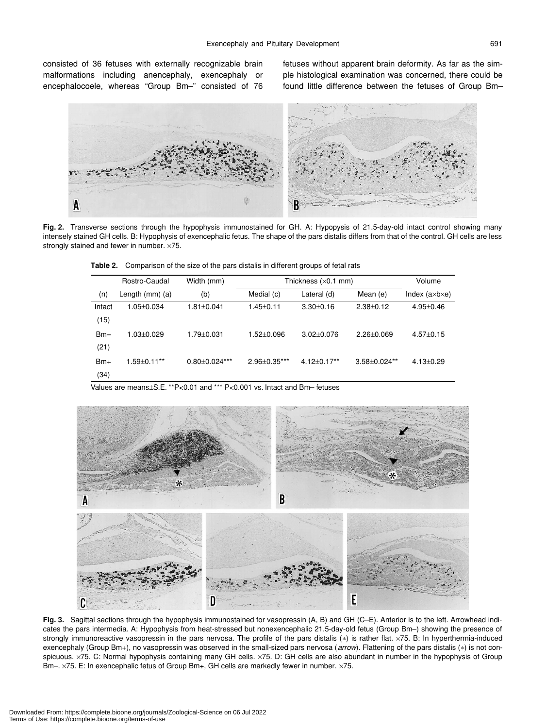consisted of 36 fetuses with externally recognizable brain malformations including anencephaly, exencephaly or encephalocoele, whereas "Group Bm–" consisted of 76 fetuses without apparent brain deformity. As far as the simple histological examination was concerned, there could be found little difference between the fetuses of Group Bm–

**Fig. 2.** Transverse sections through the hypophysis immunostained for GH. A: Hypopysis of 21.5-day-old intact control showing many intensely stained GH cells. B: Hypophysis of exencephalic fetus. The shape of the pars distalis differs from that of the control. GH cells are less strongly stained and fewer in number. ×75.

**Table 2.** Comparison of the size of the pars distalis in different groups of fetal rats

| (n) | Rostro-Caudal Length (mm) (a) | Width (mm) (b) | Thickness (×0.1 mm) Medial (c) | Lateral (d) | Mean (e) | Volume Index (a×b×e) |
|---|---|---|---|---|---|---|
| Intact (15) | 1.05±0.034 | 1.81±0.041 | 1.45±0.11 | 3.30±0.16 | 2.38±0.12 | 4.95±0.46 |
| Bm– (21) | 1.03±0.029 | 1.79±0.031 | 1.52±0.096 | 3.02±0.076 | 2.26±0.069 | 4.57±0.15 |
| Bm+ (34) | 1.59±0.11** | 0.80±0.024*** | 2.96±0.35*** | 4.12±0.17** | 3.58±0.024** | 4.13±0.29 |

Values are means±S.E. **P<0.01 and *** P<0.001 vs. Intact and Bm– fetuses

**Fig. 3.** Sagittal sections through the hypophysis immunostained for vasopressin (A, B) and GH (C–E). Anterior is to the left. Arrowhead indicates the pars intermedia. A: Hypophysis from heat-stressed but nonexencephalic 21.5-day-old fetus (Group Bm–) showing the presence of strongly immunoreactive vasopressin in the pars nervosa. The profile of the pars distalis (*) is rather flat. ×75. B: In hyperthermia-induced exencephaly (Group Bm+), no vasopressin was observed in the small-sized pars nervosa (*arrow*). Flattening of the pars distalis (*) is not conspicuous. ×75. C: Normal hypophysis containing many GH cells. ×75. D: GH cells are also abundant in number in the hypophysis of Group Bm–. ×75. E: In exencephalic fetus of Group Bm+, GH cells are markedly fewer in number. ×75.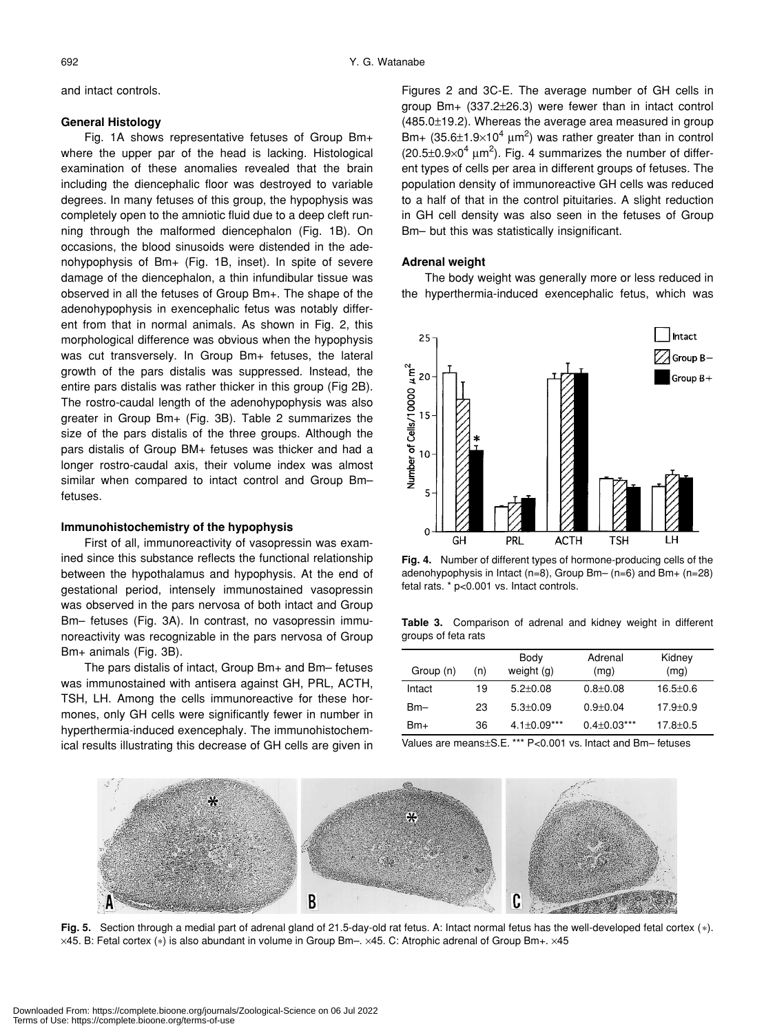and intact controls.

**General Histology**

Fig. 1A shows representative fetuses of Group Bm+ where the upper par of the head is lacking. Histological examination of these anomalies revealed that the brain including the diencephalic floor was destroyed to variable degrees. In many fetuses of this group, the hypophysis was completely open to the amniotic fluid due to a deep cleft running through the malformed diencephalon (Fig. 1B). On occasions, the blood sinusoids were distended in the adenohypophysis of Bm+ (Fig. 1B, inset). In spite of severe damage of the diencephalon, a thin infundibular tissue was observed in all the fetuses of Group Bm+. The shape of the adenohypophysis in exencephalic fetus was notably different from that in normal animals. As shown in Fig. 2, this morphological difference was obvious when the hypophysis was cut transversely. In Group Bm+ fetuses, the lateral growth of the pars distalis was suppressed. Instead, the entire pars distalis was rather thicker in this group (Fig 2B). The rostro-caudal length of the adenohypophysis was also greater in Group Bm+ (Fig. 3B). Table 2 summarizes the size of the pars distalis of the three groups. Although the pars distalis of Group BM+ fetuses was thicker and had a longer rostro-caudal axis, their volume index was almost similar when compared to intact control and Group Bm– fetuses.

**Immunohistochemistry of the hypophysis**

First of all, immunoreactivity of vasopressin was examined since this substance reflects the functional relationship between the hypothalamus and hypophysis. At the end of gestational period, intensely immunostained vasopressin was observed in the pars nervosa of both intact and Group Bm– fetuses (Fig. 3A). In contrast, no vasopressin immunoreactivity was recognizable in the pars nervosa of Group Bm+ animals (Fig. 3B).

The pars distalis of intact, Group Bm+ and Bm– fetuses was immunostained with antisera against GH, PRL, ACTH, TSH, LH. Among the cells immunoreactive for these hormones, only GH cells were significantly fewer in number in hyperthermia-induced exencephaly. The immunohistochemical results illustrating this decrease of GH cells are given in Figures 2 and 3C-E. The average number of GH cells in group Bm+ (337.2±26.3) were fewer than in intact control (485.0±19.2). Whereas the average area measured in group Bm+ ($35.6 \pm 1.9 \times 10^4$ $\mu m^2$) was rather greater than in control ($20.5 \pm 0.9 \times 0^4$ $\mu m^2$). Fig. 4 summarizes the number of different types of cells per area in different groups of fetuses. The population density of immunoreactive GH cells was reduced to a half of that in the control pituitaries. A slight reduction in GH cell density was also seen in the fetuses of Group Bm– but this was statistically insignificant.

**Adrenal weight**

The body weight was generally more or less reduced in the hyperthermia-induced exencephalic fetus, which was

**Fig. 4.** Number of different types of hormone-producing cells of the adenohypophysis in Intact (n=8), Group Bm– (n=6) and Bm+ (n=28) fetal rats. * p<0.001 vs. Intact controls.

**Table 3.** Comparison of adrenal and kidney weight in different groups of feta rats

| Group (n) | (n) | Body weight (g) | Adrenal (mg) | Kidney (mg) |
|---|---|---|---|---|
| Intact | 19 | 5.2±0.08 | 0.8±0.08 | 16.5±0.6 |
| Bm– | 23 | 5.3±0.09 | 0.9±0.04 | 17.9±0.9 |
| Bm+ | 36 | 4.1±0.09*** | 0.4±0.03*** | 17.8±0.5 |

Values are means±S.E. *** P<0.001 vs. Intact and Bm– fetuses

**Fig. 5.** Section through a medial part of adrenal gland of 21.5-day-old rat fetus. A: Intact normal fetus has the well-developed fetal cortex (*). ×45. B: Fetal cortex (*) is also abundant in volume in Group Bm–. ×45. C: Atrophic adrenal of Group Bm+. ×45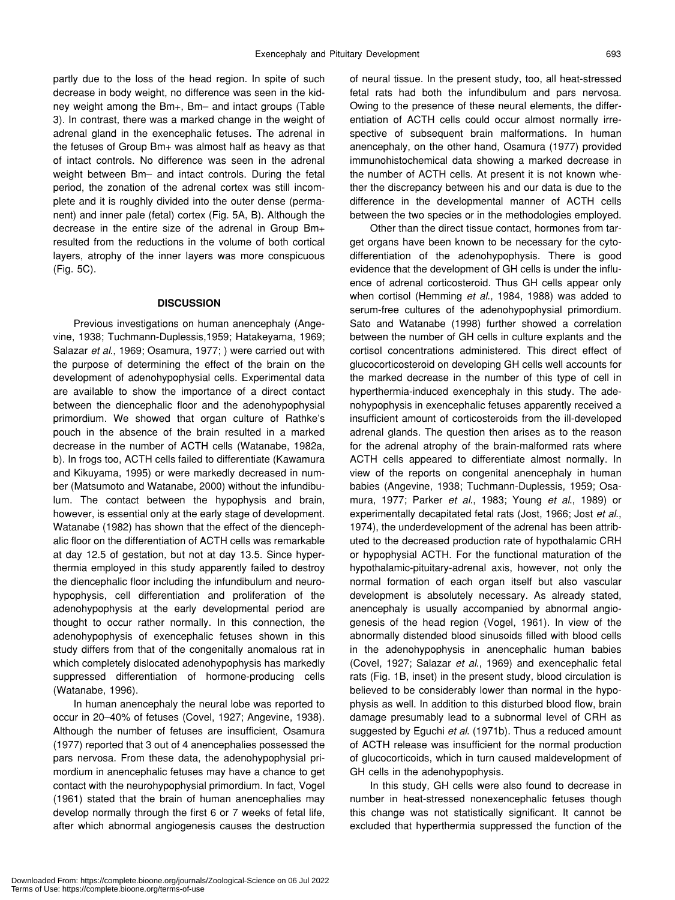partly due to the loss of the head region. In spite of such decrease in body weight, no difference was seen in the kidney weight among the Bm+, Bm– and intact groups (Table 3). In contrast, there was a marked change in the weight of adrenal gland in the exencephalic fetuses. The adrenal in the fetuses of Group Bm+ was almost half as heavy as that of intact controls. No difference was seen in the adrenal weight between Bm– and intact controls. During the fetal period, the zonation of the adrenal cortex was still incomplete and it is roughly divided into the outer dense (permanent) and inner pale (fetal) cortex (Fig. 5A, B). Although the decrease in the entire size of the adrenal in Group Bm+ resulted from the reductions in the volume of both cortical layers, atrophy of the inner layers was more conspicuous (Fig. 5C).

## DISCUSSION

Previous investigations on human anencephaly (Angevine, 1938; Tuchmann-Duplessis,1959; Hatakeyama, 1969; Salazar *et al*., 1969; Osamura, 1977; ) were carried out with the purpose of determining the effect of the brain on the development of adenohypophysial cells. Experimental data are available to show the importance of a direct contact between the diencephalic floor and the adenohypophysial primordium. We showed that organ culture of Rathke's pouch in the absence of the brain resulted in a marked decrease in the number of ACTH cells (Watanabe, 1982a, b). In frogs too, ACTH cells failed to differentiate (Kawamura and Kikuyama, 1995) or were markedly decreased in number (Matsumoto and Watanabe, 2000) without the infundibulum. The contact between the hypophysis and brain, however, is essential only at the early stage of development. Watanabe (1982) has shown that the effect of the diencephalic floor on the differentiation of ACTH cells was remarkable at day 12.5 of gestation, but not at day 13.5. Since hyperthermia employed in this study apparently failed to destroy the diencephalic floor including the infundibulum and neurohypophysis, cell differentiation and proliferation of the adenohypophysis at the early developmental period are thought to occur rather normally. In this connection, the adenohypophysis of exencephalic fetuses shown in this study differs from that of the congenitally anomalous rat in which completely dislocated adenohypophysis has markedly suppressed differentiation of hormone-producing cells (Watanabe, 1996).

In human anencephaly the neural lobe was reported to occur in 20–40% of fetuses (Covel, 1927; Angevine, 1938). Although the number of fetuses are insufficient, Osamura (1977) reported that 3 out of 4 anencephalies possessed the pars nervosa. From these data, the adenohypophysial primordium in anencephalic fetuses may have a chance to get contact with the neurohypophysial primordium. In fact, Vogel (1961) stated that the brain of human anencephalies may develop normally through the first 6 or 7 weeks of fetal life, after which abnormal angiogenesis causes the destruction of neural tissue. In the present study, too, all heat-stressed fetal rats had both the infundibulum and pars nervosa. Owing to the presence of these neural elements, the differentiation of ACTH cells could occur almost normally irrespective of subsequent brain malformations. In human anencephaly, on the other hand, Osamura (1977) provided immunohistochemical data showing a marked decrease in the number of ACTH cells. At present it is not known whether the discrepancy between his and our data is due to the difference in the developmental manner of ACTH cells between the two species or in the methodologies employed.

Other than the direct tissue contact, hormones from target organs have been known to be necessary for the cytodifferentiation of the adenohypophysis. There is good evidence that the development of GH cells is under the influence of adrenal corticosteroid. Thus GH cells appear only when cortisol (Hemming *et al*., 1984, 1988) was added to serum-free cultures of the adenohypophysial primordium. Sato and Watanabe (1998) further showed a correlation between the number of GH cells in culture explants and the cortisol concentrations administered. This direct effect of glucocorticosteroid on developing GH cells well accounts for the marked decrease in the number of this type of cell in hyperthermia-induced exencephaly in this study. The adenohypophysis in exencephalic fetuses apparently received a insufficient amount of corticosteroids from the ill-developed adrenal glands. The question then arises as to the reason for the adrenal atrophy of the brain-malformed rats where ACTH cells appeared to differentiate almost normally. In view of the reports on congenital anencephaly in human babies (Angevine, 1938; Tuchmann-Duplessis, 1959; Osamura, 1977; Parker *et al*., 1983; Young *et al*., 1989) or experimentally decapitated fetal rats (Jost, 1966; Jost *et al*., 1974), the underdevelopment of the adrenal has been attributed to the decreased production rate of hypothalamic CRH or hypophysial ACTH. For the functional maturation of the hypothalamic-pituitary-adrenal axis, however, not only the normal formation of each organ itself but also vascular development is absolutely necessary. As already stated, anencephaly is usually accompanied by abnormal angiogenesis of the head region (Vogel, 1961). In view of the abnormally distended blood sinusoids filled with blood cells in the adenohypophysis in anencephalic human babies (Covel, 1927; Salazar *et al*., 1969) and exencephalic fetal rats (Fig. 1B, inset) in the present study, blood circulation is believed to be considerably lower than normal in the hypophysis as well. In addition to this disturbed blood flow, brain damage presumably lead to a subnormal level of CRH as suggested by Eguchi *et al*. (1971b). Thus a reduced amount of ACTH release was insufficient for the normal production of glucocorticoids, which in turn caused maldevelopment of GH cells in the adenohypophysis.

In this study, GH cells were also found to decrease in number in heat-stressed nonexencephalic fetuses though this change was not statistically significant. It cannot be excluded that hyperthermia suppressed the function of the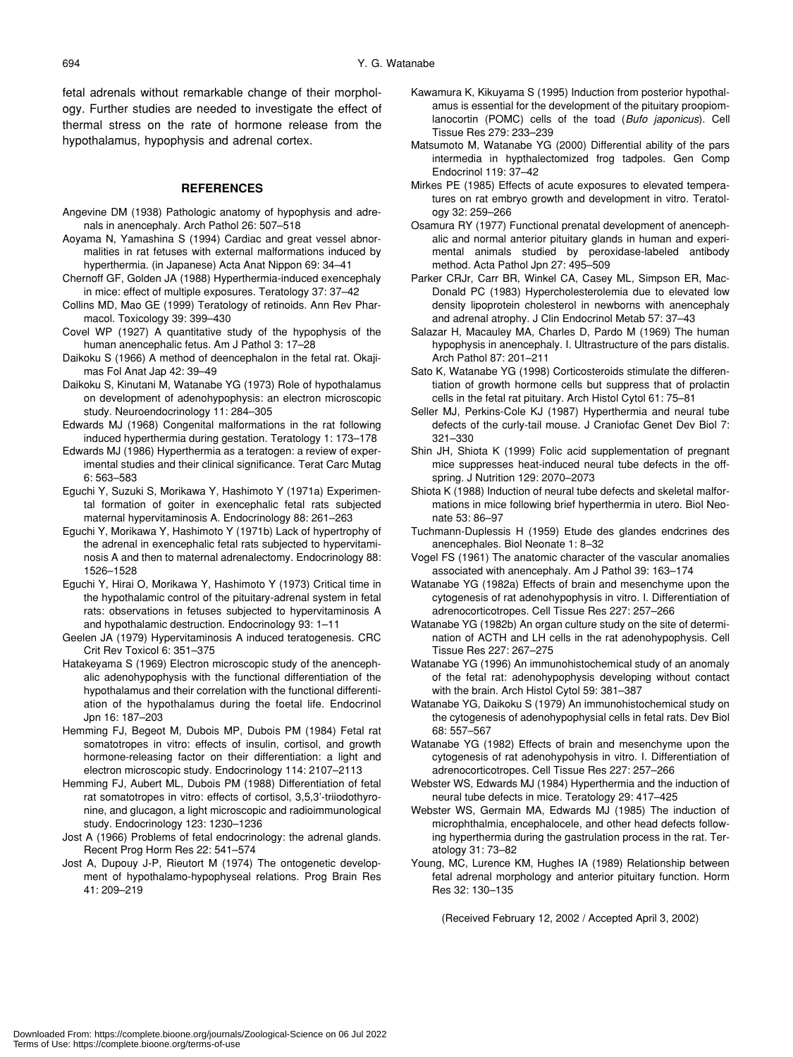fetal adrenals without remarkable change of their morphology. Further studies are needed to investigate the effect of thermal stress on the rate of hormone release from the hypothalamus, hypophysis and adrenal cortex.

## REFERENCES

Angevine DM (1938) Pathologic anatomy of hypophysis and adrenals in anencephaly. Arch Pathol 26: 507–518

Aoyama N, Yamashina S (1994) Cardiac and great vessel abnormalities in rat fetuses with external malformations induced by hyperthermia. (in Japanese) Acta Anat Nippon 69: 34–41

Chernoff GF, Golden JA (1988) Hyperthermia-induced exencephaly in mice: effect of multiple exposures. Teratology 37: 37–42

Collins MD, Mao GE (1999) Teratology of retinoids. Ann Rev Pharmacol. Toxicology 39: 399–430

Covel WP (1927) A quantitative study of the hypophysis of the human anencephalic fetus. Am J Pathol 3: 17–28

Daikoku S (1966) A method of deencephalon in the fetal rat. Okajimas Fol Anat Jap 42: 39–49

Daikoku S, Kinutani M, Watanabe YG (1973) Role of hypothalamus on development of adenohypophysis: an electron microscopic study. Neuroendocrinology 11: 284–305

Edwards MJ (1968) Congenital malformations in the rat following induced hyperthermia during gestation. Teratology 1: 173–178

Edwards MJ (1986) Hyperthermia as a teratogen: a review of experimental studies and their clinical significance. Terat Carc Mutag 6: 563–583

Eguchi Y, Suzuki S, Morikawa Y, Hashimoto Y (1971a) Experimental formation of goiter in exencephalic fetal rats subjected maternal hypervitaminosis A. Endocrinology 88: 261–263

Eguchi Y, Morikawa Y, Hashimoto Y (1971b) Lack of hypertrophy of the adrenal in exencephalic fetal rats subjected to hypervitaminosis A and then to maternal adrenalectomy. Endocrinology 88: 1526–1528

Eguchi Y, Hirai O, Morikawa Y, Hashimoto Y (1973) Critical time in the hypothalamic control of the pituitary-adrenal system in fetal rats: observations in fetuses subjected to hypervitaminosis A and hypothalamic destruction. Endocrinology 93: 1–11

Geelen JA (1979) Hypervitaminosis A induced teratogenesis. CRC Crit Rev Toxicol 6: 351–375

Hatakeyama S (1969) Electron microscopic study of the anencephalic adenohypophysis with the functional differentiation of the hypothalamus and their correlation with the functional differentiation of the hypothalamus during the foetal life. Endocrinol Jpn 16: 187–203

Hemming FJ, Begeot M, Dubois MP, Dubois PM (1984) Fetal rat somatotropes in vitro: effects of insulin, cortisol, and growth hormone-releasing factor on their differentiation: a light and electron microscopic study. Endocrinology 114: 2107–2113

Hemming FJ, Aubert ML, Dubois PM (1988) Differentiation of fetal rat somatotropes in vitro: effects of cortisol, 3,5,3'-triiodothyronine, and glucagon, a light microscopic and radioimmunological study. Endocrinology 123: 1230–1236

Jost A (1966) Problems of fetal endocrinology: the adrenal glands. Recent Prog Horm Res 22: 541–574

Jost A, Dupouy J-P, Rieutort M (1974) The ontogenetic development of hypothalamo-hypophyseal relations. Prog Brain Res 41: 209–219

Kawamura K, Kikuyama S (1995) Induction from posterior hypothalamus is essential for the development of the pituitary proopiomlanocortin (POMC) cells of the toad (*Bufo japonicus*). Cell Tissue Res 279: 233–239

Matsumoto M, Watanabe YG (2000) Differential ability of the pars intermedia in hypthalectomized frog tadpoles. Gen Comp Endocrinol 119: 37–42

Mirkes PE (1985) Effects of acute exposures to elevated temperatures on rat embryo growth and development in vitro. Teratology 32: 259–266

Osamura RY (1977) Functional prenatal development of anencephalic and normal anterior pituitary glands in human and experimental animals studied by peroxidase-labeled antibody method. Acta Pathol Jpn 27: 495–509

Parker CRJr, Carr BR, Winkel CA, Casey ML, Simpson ER, MacDonald PC (1983) Hypercholesterolemia due to elevated low density lipoprotein cholesterol in newborns with anencephaly and adrenal atrophy. J Clin Endocrinol Metab 57: 37–43

Salazar H, Macauley MA, Charles D, Pardo M (1969) The human hypophysis in anencephaly. I. Ultrastructure of the pars distalis. Arch Pathol 87: 201–211

Sato K, Watanabe YG (1998) Corticosteroids stimulate the differentiation of growth hormone cells but suppress that of prolactin cells in the fetal rat pituitary. Arch Histol Cytol 61: 75–81

Seller MJ, Perkins-Cole KJ (1987) Hyperthermia and neural tube defects of the curly-tail mouse. J Craniofac Genet Dev Biol 7: 321–330

Shin JH, Shiota K (1999) Folic acid supplementation of pregnant mice suppresses heat-induced neural tube defects in the offspring. J Nutrition 129: 2070–2073

Shiota K (1988) Induction of neural tube defects and skeletal malformations in mice following brief hyperthermia in utero. Biol Neonate 53: 86–97

Tuchmann-Duplessis H (1959) Etude des glandes endcrines des anencephales. Biol Neonate 1: 8–32

Vogel FS (1961) The anatomic character of the vascular anomalies associated with anencephaly. Am J Pathol 39: 163–174

Watanabe YG (1982a) Effects of brain and mesenchyme upon the cytogenesis of rat adenohypophysis in vitro. I. Differentiation of adrenocorticotropes. Cell Tissue Res 227: 257–266

Watanabe YG (1982b) An organ culture study on the site of determination of ACTH and LH cells in the rat adenohypophysis. Cell Tissue Res 227: 267–275

Watanabe YG (1996) An immunohistochemical study of an anomaly of the fetal rat: adenohypophysis developing without contact with the brain. Arch Histol Cytol 59: 381–387

Watanabe YG, Daikoku S (1979) An immunohistochemical study on the cytogenesis of adenohypophysial cells in fetal rats. Dev Biol 68: 557–567

Watanabe YG (1982) Effects of brain and mesenchyme upon the cytogenesis of rat adenohypohysis in vitro. I. Differentiation of adrenocorticotropes. Cell Tissue Res 227: 257–266

Webster WS, Edwards MJ (1984) Hyperthermia and the induction of neural tube defects in mice. Teratology 29: 417–425

Webster WS, Germain MA, Edwards MJ (1985) The induction of microphthalmia, encephalocele, and other head defects following hyperthermia during the gastrulation process in the rat. Teratology 31: 73–82

Young, MC, Lurence KM, Hughes IA (1989) Relationship between fetal adrenal morphology and anterior pituitary function. Horm Res 32: 130–135

(Received February 12, 2002 / Accepted April 3, 2002)